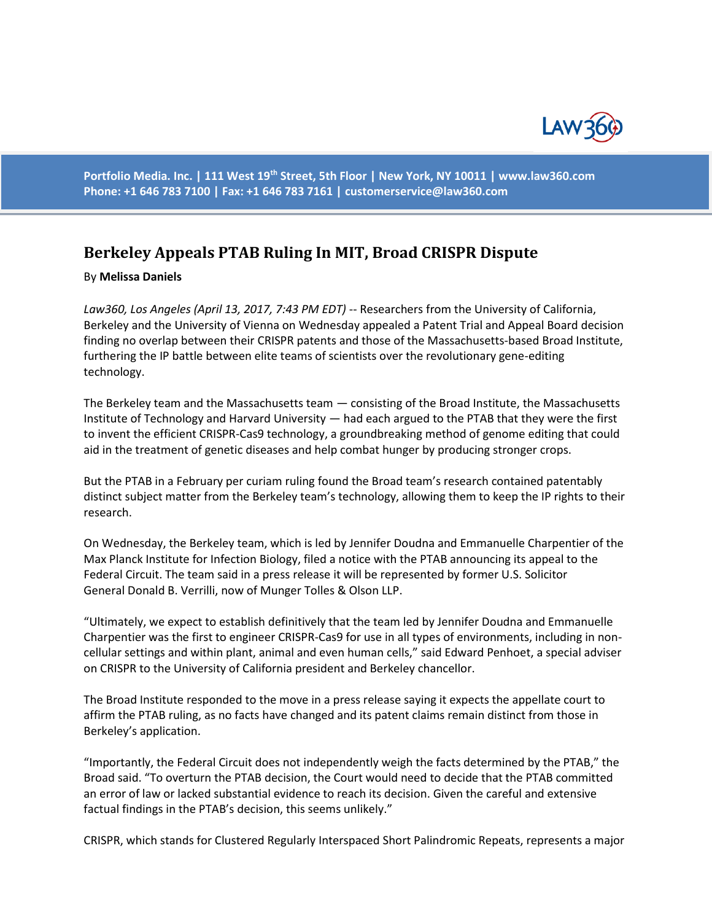# Berkeley Appeals PTAB Ruling In MIT, Broad CRISPR Dispute

By **Melissa Daniels**

*Law360, Los Angeles (April 13, 2017, 7:43 PM EDT)* -- Researchers from the University of California, Berkeley and the University of Vienna on Wednesday appealed a Patent Trial and Appeal Board decision finding no overlap between their CRISPR patents and those of the Massachusetts-based Broad Institute, furthering the IP battle between elite teams of scientists over the revolutionary gene-editing technology.

The Berkeley team and the Massachusetts team — consisting of the Broad Institute, the Massachusetts Institute of Technology and Harvard University — had each argued to the PTAB that they were the first to invent the efficient CRISPR-Cas9 technology, a groundbreaking method of genome editing that could aid in the treatment of genetic diseases and help combat hunger by producing stronger crops.

But the PTAB in a February per curiam ruling found the Broad team's research contained patentably distinct subject matter from the Berkeley team's technology, allowing them to keep the IP rights to their research.

On Wednesday, the Berkeley team, which is led by Jennifer Doudna and Emmanuelle Charpentier of the Max Planck Institute for Infection Biology, filed a notice with the PTAB announcing its appeal to the Federal Circuit. The team said in a press release it will be represented by former U.S. Solicitor General Donald B. Verrilli, now of Munger Tolles & Olson LLP.

"Ultimately, we expect to establish definitively that the team led by Jennifer Doudna and Emmanuelle Charpentier was the first to engineer CRISPR-Cas9 for use in all types of environments, including in non-cellular settings and within plant, animal and even human cells," said Edward Penhoet, a special adviser on CRISPR to the University of California president and Berkeley chancellor.

The Broad Institute responded to the move in a press release saying it expects the appellate court to affirm the PTAB ruling, as no facts have changed and its patent claims remain distinct from those in Berkeley's application.

"Importantly, the Federal Circuit does not independently weigh the facts determined by the PTAB," the Broad said. "To overturn the PTAB decision, the Court would need to decide that the PTAB committed an error of law or lacked substantial evidence to reach its decision. Given the careful and extensive factual findings in the PTAB's decision, this seems unlikely."

CRISPR, which stands for Clustered Regularly Interspaced Short Palindromic Repeats, represents a major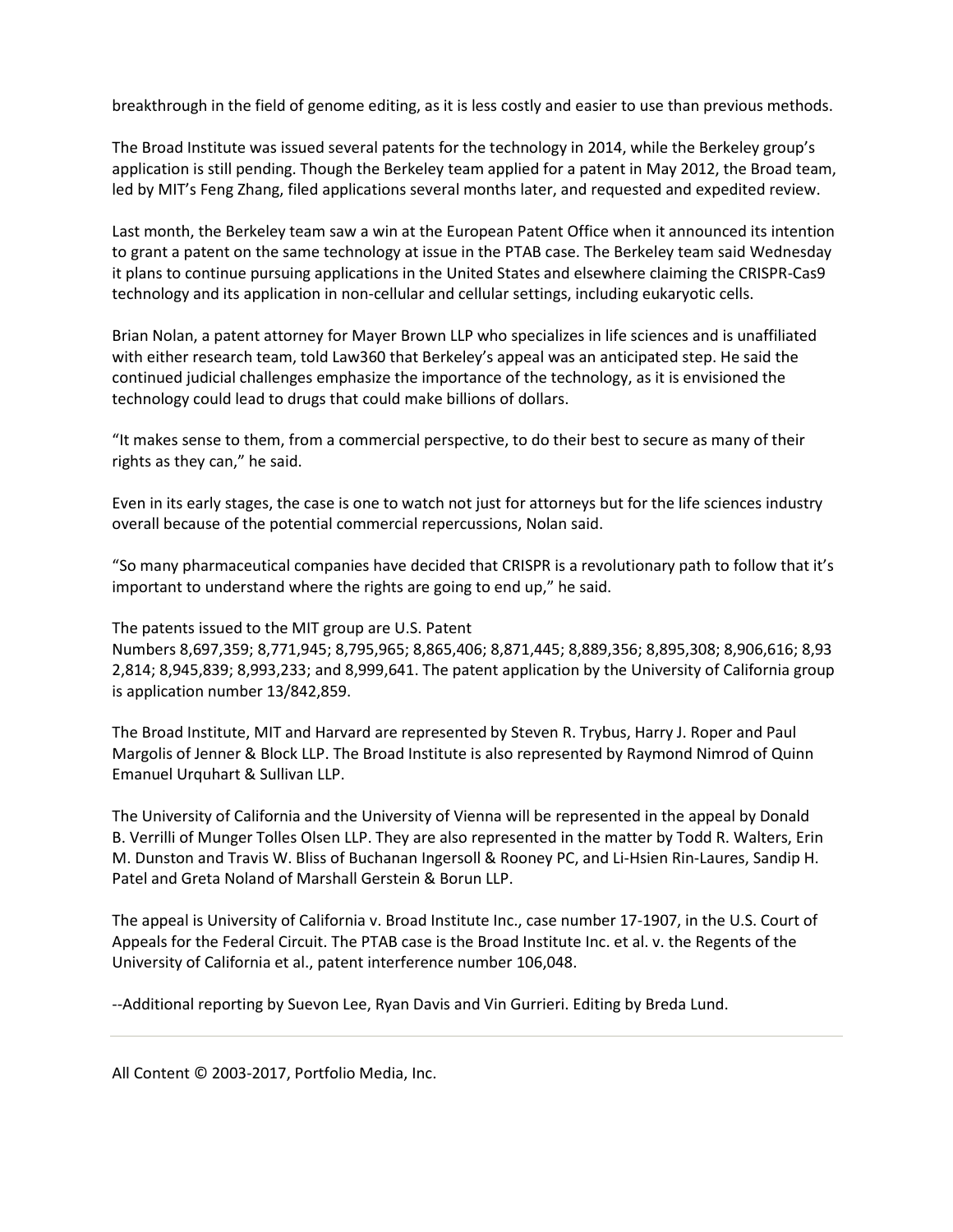breakthrough in the field of genome editing, as it is less costly and easier to use than previous methods.

The Broad Institute was issued several patents for the technology in 2014, while the Berkeley group's application is still pending. Though the Berkeley team applied for a patent in May 2012, the Broad team, led by MIT's Feng Zhang, filed applications several months later, and requested and expedited review.

Last month, the Berkeley team saw a win at the European Patent Office when it announced its intention to grant a patent on the same technology at issue in the PTAB case. The Berkeley team said Wednesday it plans to continue pursuing applications in the United States and elsewhere claiming the CRISPR-Cas9 technology and its application in non-cellular and cellular settings, including eukaryotic cells.

Brian Nolan, a patent attorney for Mayer Brown LLP who specializes in life sciences and is unaffiliated with either research team, told Law360 that Berkeley's appeal was an anticipated step. He said the continued judicial challenges emphasize the importance of the technology, as it is envisioned the technology could lead to drugs that could make billions of dollars.

"It makes sense to them, from a commercial perspective, to do their best to secure as many of their rights as they can," he said.

Even in its early stages, the case is one to watch not just for attorneys but for the life sciences industry overall because of the potential commercial repercussions, Nolan said.

"So many pharmaceutical companies have decided that CRISPR is a revolutionary path to follow that it's important to understand where the rights are going to end up," he said.

The patents issued to the MIT group are U.S. Patent Numbers 8,697,359; 8,771,945; 8,795,965; 8,865,406; 8,871,445; 8,889,356; 8,895,308; 8,906,616; 8,932,814; 8,945,839; 8,993,233; and 8,999,641. The patent application by the University of California group is application number 13/842,859.

The Broad Institute, MIT and Harvard are represented by Steven R. Trybus, Harry J. Roper and Paul Margolis of Jenner & Block LLP. The Broad Institute is also represented by Raymond Nimrod of Quinn Emanuel Urquhart & Sullivan LLP.

The University of California and the University of Vienna will be represented in the appeal by Donald B. Verrilli of Munger Tolles Olsen LLP. They are also represented in the matter by Todd R. Walters, Erin M. Dunston and Travis W. Bliss of Buchanan Ingersoll & Rooney PC, and Li-Hsien Rin-Laures, Sandip H. Patel and Greta Noland of Marshall Gerstein & Borun LLP.

The appeal is University of California v. Broad Institute Inc., case number 17-1907, in the U.S. Court of Appeals for the Federal Circuit. The PTAB case is the Broad Institute Inc. et al. v. the Regents of the University of California et al., patent interference number 106,048.

--Additional reporting by Suevon Lee, Ryan Davis and Vin Gurrieri. Editing by Breda Lund.

---

All Content © 2003-2017, Portfolio Media, Inc.